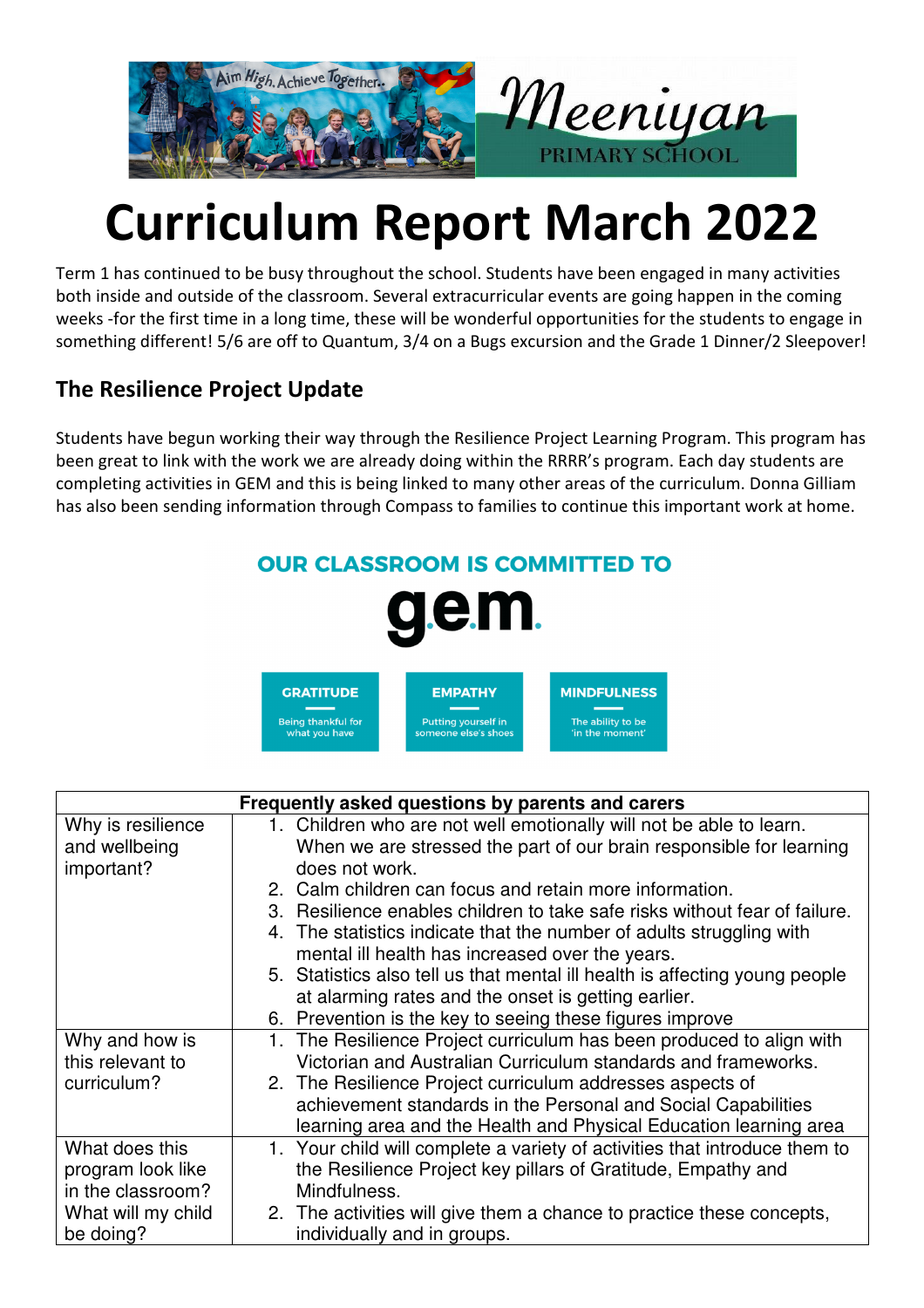# Curriculum Report March 2022

Term 1 has continued to be busy throughout the school. Students have been engaged in many activities both inside and outside of the classroom. Several extracurricular events are going happen in the coming weeks -for the first time in a long time, these will be wonderful opportunities for the students to engage in something different! 5/6 are off to Quantum, 3/4 on a Bugs excursion and the Grade 1 Dinner/2 Sleepover!

## The Resilience Project Update

Students have begun working their way through the Resilience Project Learning Program. This program has been great to link with the work we are already doing within the RRRR's program. Each day students are completing activities in GEM and this is being linked to many other areas of the curriculum. Donna Gilliam has also been sending information through Compass to families to continue this important work at home.

**OUR CLASSROOM IS COMMITTED TO**

**gem.**

- **GRATITUDE** – Being thankful for what you have
- **EMPATHY** – Putting yourself in someone else's shoes
- **MINDFULNESS** – The ability to be 'in the moment'

| Frequently asked questions by parents and carers | |
|---|---|
| Why is resilience and wellbeing important? | 1. Children who are not well emotionally will not be able to learn. When we are stressed the part of our brain responsible for learning does not work.<br>2. Calm children can focus and retain more information.<br>3. Resilience enables children to take safe risks without fear of failure.<br>4. The statistics indicate that the number of adults struggling with mental ill health has increased over the years.<br>5. Statistics also tell us that mental ill health is affecting young people at alarming rates and the onset is getting earlier.<br>6. Prevention is the key to seeing these figures improve |
| Why and how is this relevant to curriculum? | 1. The Resilience Project curriculum has been produced to align with Victorian and Australian Curriculum standards and frameworks.<br>2. The Resilience Project curriculum addresses aspects of achievement standards in the Personal and Social Capabilities learning area and the Health and Physical Education learning area |
| What does this program look like in the classroom? What will my child be doing? | 1. Your child will complete a variety of activities that introduce them to the Resilience Project key pillars of Gratitude, Empathy and Mindfulness.<br>2. The activities will give them a chance to practice these concepts, individually and in groups. |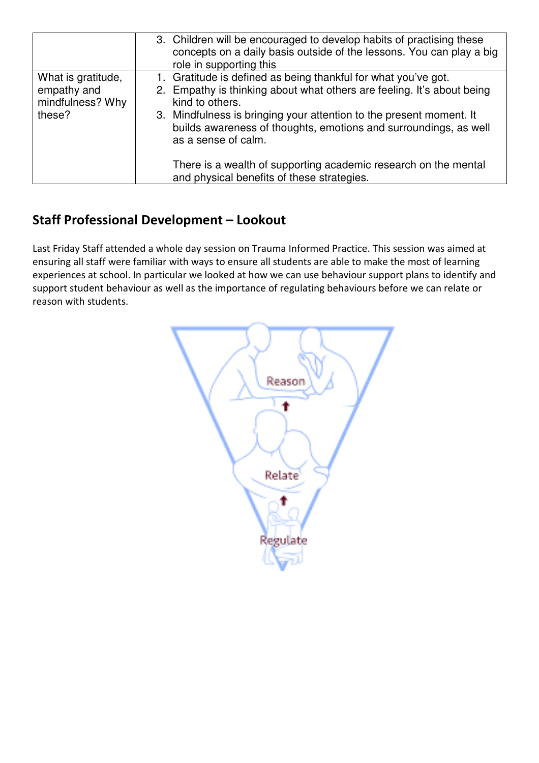| | |
|---|---|
| | 3. Children will be encouraged to develop habits of practising these concepts on a daily basis outside of the lessons. You can play a big role in supporting this |
| What is gratitude, empathy and mindfulness? Why these? | 1. Gratitude is defined as being thankful for what you've got.<br>2. Empathy is thinking about what others are feeling. It's about being kind to others.<br>3. Mindfulness is bringing your attention to the present moment. It builds awareness of thoughts, emotions and surroundings, as well as a sense of calm.<br><br>There is a wealth of supporting academic research on the mental and physical benefits of these strategies. |

## Staff Professional Development – Lookout

Last Friday Staff attended a whole day session on Trauma Informed Practice. This session was aimed at ensuring all staff were familiar with ways to ensure all students are able to make the most of learning experiences at school. In particular we looked at how we can use behaviour support plans to identify and support student behaviour as well as the importance of regulating behaviours before we can relate or reason with students.

Reason

Relate

Regulate